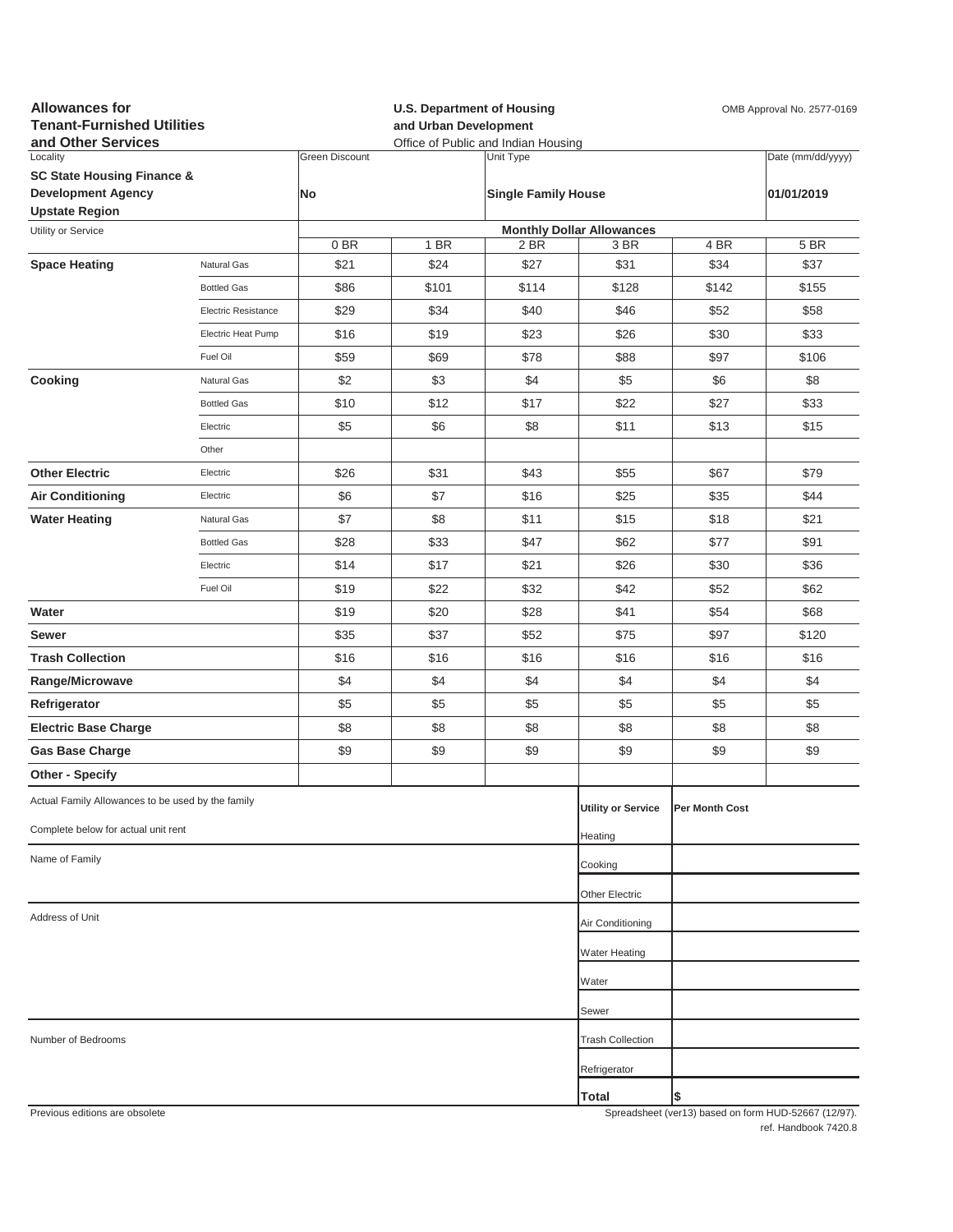**Allowances for Tenant-Furnished Utilities and Other Services**

**U.S. Department of Housing and Urban Development**
Office of Public and Indian Housing

OMB Approval No. 2577-0169

| Locality | Green Discount | Unit Type | Date (mm/dd/yyyy) |
|---|---|---|---|
| **SC State Housing Finance & Development Agency Upstate Region** | **No** | **Single Family House** | **01/01/2019** |

| Utility or Service | | Monthly Dollar Allowances | | | | | |
|---|---|---|---|---|---|---|---|
| | | 0 BR | 1 BR | 2 BR | 3 BR | 4 BR | 5 BR |
| **Space Heating** | Natural Gas | $21 | $24 | $27 | $31 | $34 | $37 |
| | Bottled Gas | $86 | $101 | $114 | $128 | $142 | $155 |
| | Electric Resistance | $29 | $34 | $40 | $46 | $52 | $58 |
| | Electric Heat Pump | $16 | $19 | $23 | $26 | $30 | $33 |
| | Fuel Oil | $59 | $69 | $78 | $88 | $97 | $106 |
| **Cooking** | Natural Gas | $2 | $3 | $4 | $5 | $6 | $8 |
| | Bottled Gas | $10 | $12 | $17 | $22 | $27 | $33 |
| | Electric | $5 | $6 | $8 | $11 | $13 | $15 |
| | Other | | | | | | |
| **Other Electric** | Electric | $26 | $31 | $43 | $55 | $67 | $79 |
| **Air Conditioning** | Electric | $6 | $7 | $16 | $25 | $35 | $44 |
| **Water Heating** | Natural Gas | $7 | $8 | $11 | $15 | $18 | $21 |
| | Bottled Gas | $28 | $33 | $47 | $62 | $77 | $91 |
| | Electric | $14 | $17 | $21 | $26 | $30 | $36 |
| | Fuel Oil | $19 | $22 | $32 | $42 | $52 | $62 |
| **Water** | | $19 | $20 | $28 | $41 | $54 | $68 |
| **Sewer** | | $35 | $37 | $52 | $75 | $97 | $120 |
| **Trash Collection** | | $16 | $16 | $16 | $16 | $16 | $16 |
| **Range/Microwave** | | $4 | $4 | $4 | $4 | $4 | $4 |
| **Refrigerator** | | $5 | $5 | $5 | $5 | $5 | $5 |
| **Electric Base Charge** | | $8 | $8 | $8 | $8 | $8 | $8 |
| **Gas Base Charge** | | $9 | $9 | $9 | $9 | $9 | $9 |
| **Other - Specify** | | | | | | | |

Actual Family Allowances to be used by the family

Complete below for actual unit rent

Name of Family

Address of Unit

Number of Bedrooms

| Utility or Service | Per Month Cost |
|---|---|
| Heating | |
| Cooking | |
| Other Electric | |
| Air Conditioning | |
| Water Heating | |
| Water | |
| Sewer | |
| Trash Collection | |
| Refrigerator | |
| **Total** | $ |

Previous editions are obsolete

Spreadsheet (ver13) based on form HUD-52667 (12/97).
ref. Handbook 7420.8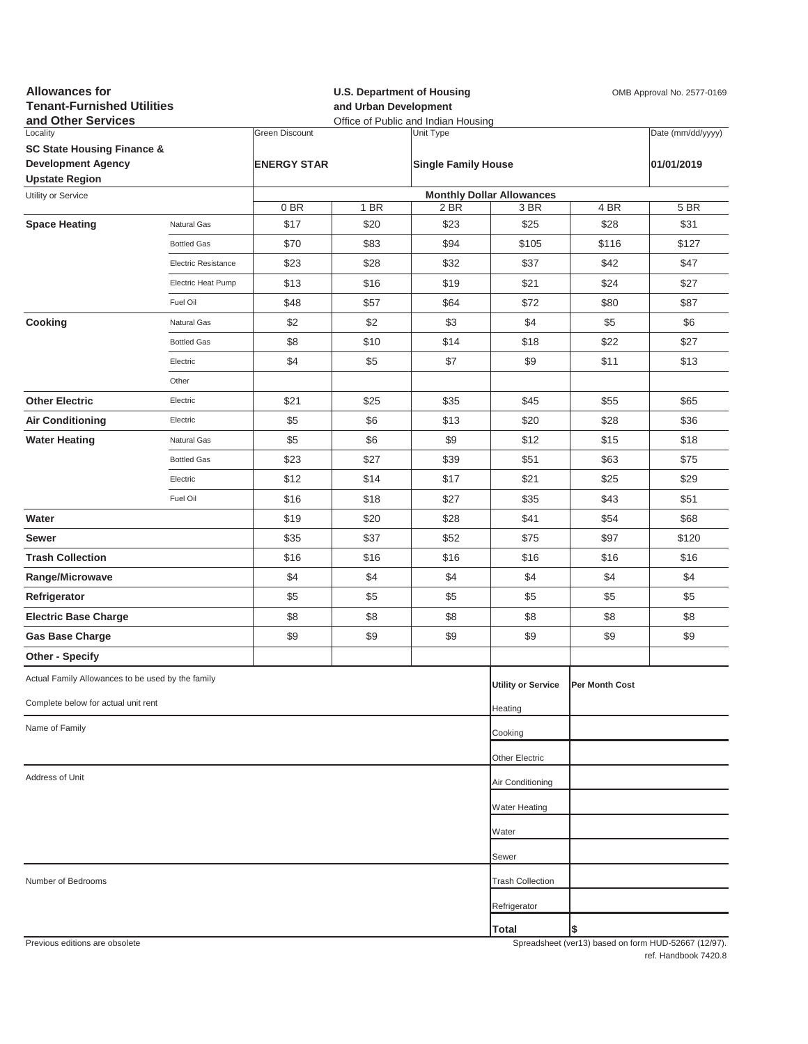**Allowances for Tenant-Furnished Utilities and Other Services**

**U.S. Department of Housing and Urban Development**
Office of Public and Indian Housing

OMB Approval No. 2577-0169

| Locality | Green Discount | Unit Type | Date (mm/dd/yyyy) |
|---|---|---|---|
| **SC State Housing Finance & Development Agency Upstate Region** | **ENERGY STAR** | **Single Family House** | **01/01/2019** |

| Utility or Service | | Monthly Dollar Allowances | | | | | |
|---|---|---|---|---|---|---|---|
| | | 0 BR | 1 BR | 2 BR | 3 BR | 4 BR | 5 BR |
| **Space Heating** | Natural Gas | $17 | $20 | $23 | $25 | $28 | $31 |
| | Bottled Gas | $70 | $83 | $94 | $105 | $116 | $127 |
| | Electric Resistance | $23 | $28 | $32 | $37 | $42 | $47 |
| | Electric Heat Pump | $13 | $16 | $19 | $21 | $24 | $27 |
| | Fuel Oil | $48 | $57 | $64 | $72 | $80 | $87 |
| **Cooking** | Natural Gas | $2 | $2 | $3 | $4 | $5 | $6 |
| | Bottled Gas | $8 | $10 | $14 | $18 | $22 | $27 |
| | Electric | $4 | $5 | $7 | $9 | $11 | $13 |
| | Other | | | | | | |
| **Other Electric** | Electric | $21 | $25 | $35 | $45 | $55 | $65 |
| **Air Conditioning** | Electric | $5 | $6 | $13 | $20 | $28 | $36 |
| **Water Heating** | Natural Gas | $5 | $6 | $9 | $12 | $15 | $18 |
| | Bottled Gas | $23 | $27 | $39 | $51 | $63 | $75 |
| | Electric | $12 | $14 | $17 | $21 | $25 | $29 |
| | Fuel Oil | $16 | $18 | $27 | $35 | $43 | $51 |
| **Water** | | $19 | $20 | $28 | $41 | $54 | $68 |
| **Sewer** | | $35 | $37 | $52 | $75 | $97 | $120 |
| **Trash Collection** | | $16 | $16 | $16 | $16 | $16 | $16 |
| **Range/Microwave** | | $4 | $4 | $4 | $4 | $4 | $4 |
| **Refrigerator** | | $5 | $5 | $5 | $5 | $5 | $5 |
| **Electric Base Charge** | | $8 | $8 | $8 | $8 | $8 | $8 |
| **Gas Base Charge** | | $9 | $9 | $9 | $9 | $9 | $9 |
| **Other - Specify** | | | | | | | |

Actual Family Allowances to be used by the family

Complete below for actual unit rent

Name of Family

Address of Unit

Number of Bedrooms

| Utility or Service | Per Month Cost |
|---|---|
| Heating | |
| Cooking | |
| Other Electric | |
| Air Conditioning | |
| Water Heating | |
| Water | |
| Sewer | |
| Trash Collection | |
| Refrigerator | |
| **Total** | $ |

Previous editions are obsolete

Spreadsheet (ver13) based on form HUD-52667 (12/97).
ref. Handbook 7420.8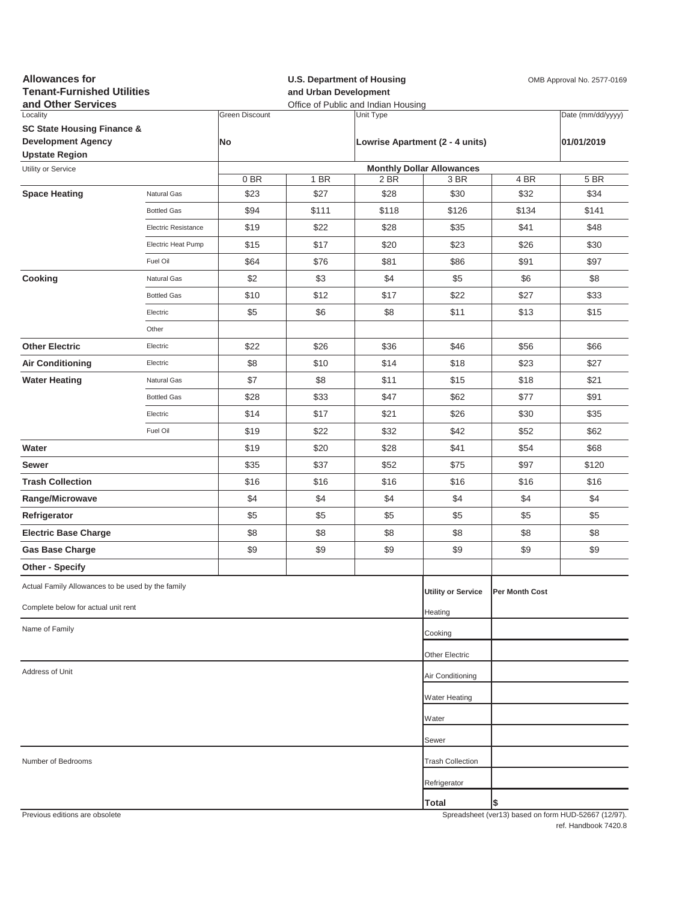**Allowances for Tenant-Furnished Utilities and Other Services**

**U.S. Department of Housing and Urban Development**
Office of Public and Indian Housing

OMB Approval No. 2577-0169

| Locality | Green Discount | Unit Type | Date (mm/dd/yyyy) |
|---|---|---|---|
| **SC State Housing Finance & Development Agency Upstate Region** | **No** | **Lowrise Apartment (2 - 4 units)** | **01/01/2019** |

| Utility or Service | | Monthly Dollar Allowances | | | | | |
|---|---|---|---|---|---|---|---|
| | | 0 BR | 1 BR | 2 BR | 3 BR | 4 BR | 5 BR |
| **Space Heating** | Natural Gas | $23 | $27 | $28 | $30 | $32 | $34 |
| | Bottled Gas | $94 | $111 | $118 | $126 | $134 | $141 |
| | Electric Resistance | $19 | $22 | $28 | $35 | $41 | $48 |
| | Electric Heat Pump | $15 | $17 | $20 | $23 | $26 | $30 |
| | Fuel Oil | $64 | $76 | $81 | $86 | $91 | $97 |
| **Cooking** | Natural Gas | $2 | $3 | $4 | $5 | $6 | $8 |
| | Bottled Gas | $10 | $12 | $17 | $22 | $27 | $33 |
| | Electric | $5 | $6 | $8 | $11 | $13 | $15 |
| | Other | | | | | | |
| **Other Electric** | Electric | $22 | $26 | $36 | $46 | $56 | $66 |
| **Air Conditioning** | Electric | $8 | $10 | $14 | $18 | $23 | $27 |
| **Water Heating** | Natural Gas | $7 | $8 | $11 | $15 | $18 | $21 |
| | Bottled Gas | $28 | $33 | $47 | $62 | $77 | $91 |
| | Electric | $14 | $17 | $21 | $26 | $30 | $35 |
| | Fuel Oil | $19 | $22 | $32 | $42 | $52 | $62 |
| **Water** | | $19 | $20 | $28 | $41 | $54 | $68 |
| **Sewer** | | $35 | $37 | $52 | $75 | $97 | $120 |
| **Trash Collection** | | $16 | $16 | $16 | $16 | $16 | $16 |
| **Range/Microwave** | | $4 | $4 | $4 | $4 | $4 | $4 |
| **Refrigerator** | | $5 | $5 | $5 | $5 | $5 | $5 |
| **Electric Base Charge** | | $8 | $8 | $8 | $8 | $8 | $8 |
| **Gas Base Charge** | | $9 | $9 | $9 | $9 | $9 | $9 |
| **Other - Specify** | | | | | | | |

Actual Family Allowances to be used by the family

Complete below for actual unit rent

Name of Family

Address of Unit

Number of Bedrooms

| Utility or Service | Per Month Cost |
|---|---|
| Heating | |
| Cooking | |
| Other Electric | |
| Air Conditioning | |
| Water Heating | |
| Water | |
| Sewer | |
| Trash Collection | |
| Refrigerator | |
| **Total** | $ |

Previous editions are obsolete

Spreadsheet (ver13) based on form HUD-52667 (12/97).
ref. Handbook 7420.8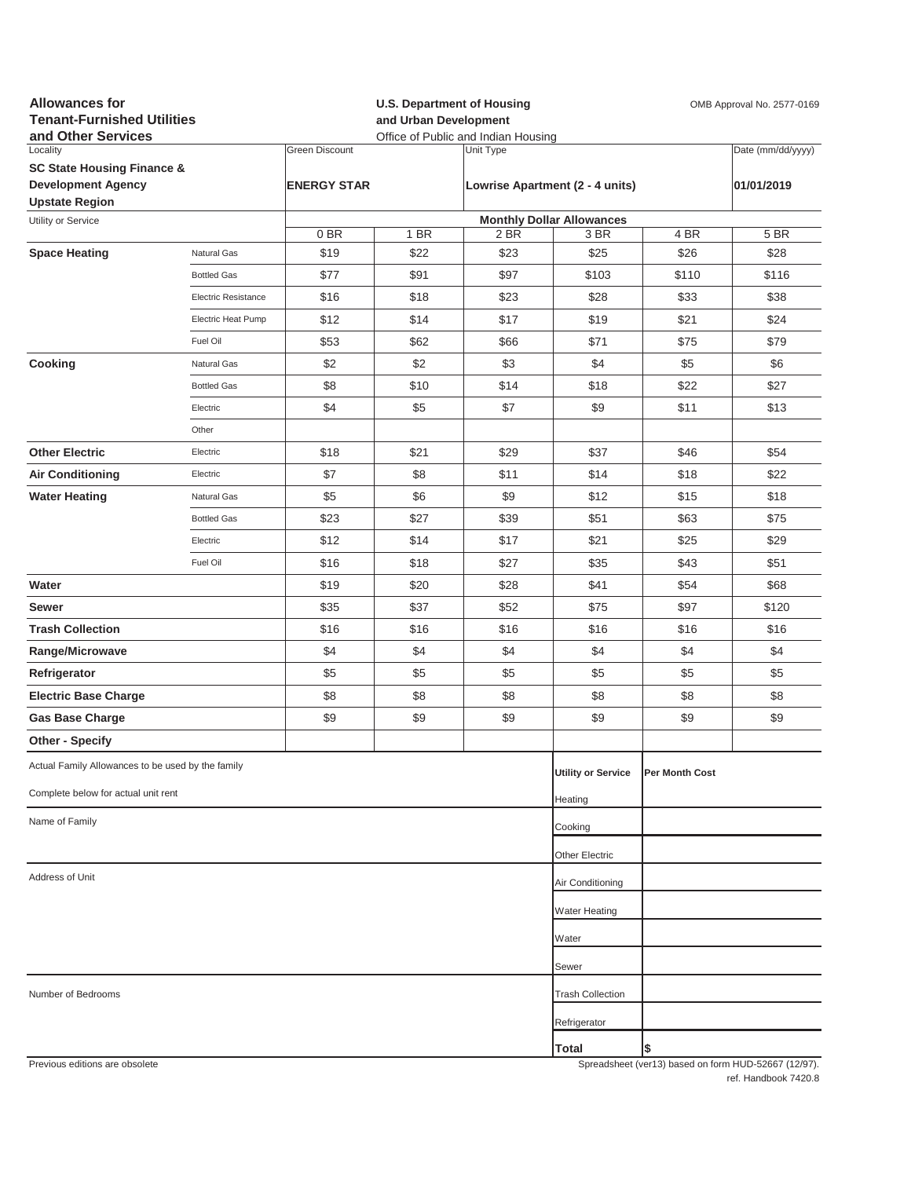**Allowances for Tenant-Furnished Utilities and Other Services**

**U.S. Department of Housing and Urban Development**
Office of Public and Indian Housing

OMB Approval No. 2577-0169

| Locality | Green Discount | Unit Type | Date (mm/dd/yyyy) |
|---|---|---|---|
| **SC State Housing Finance & Development Agency Upstate Region** | **ENERGY STAR** | **Lowrise Apartment (2 - 4 units)** | **01/01/2019** |

| Utility or Service | | Monthly Dollar Allowances | | | | | |
|---|---|---|---|---|---|---|---|
| | | 0 BR | 1 BR | 2 BR | 3 BR | 4 BR | 5 BR |
| **Space Heating** | Natural Gas | $19 | $22 | $23 | $25 | $26 | $28 |
| | Bottled Gas | $77 | $91 | $97 | $103 | $110 | $116 |
| | Electric Resistance | $16 | $18 | $23 | $28 | $33 | $38 |
| | Electric Heat Pump | $12 | $14 | $17 | $19 | $21 | $24 |
| | Fuel Oil | $53 | $62 | $66 | $71 | $75 | $79 |
| **Cooking** | Natural Gas | $2 | $2 | $3 | $4 | $5 | $6 |
| | Bottled Gas | $8 | $10 | $14 | $18 | $22 | $27 |
| | Electric | $4 | $5 | $7 | $9 | $11 | $13 |
| | Other | | | | | | |
| **Other Electric** | Electric | $18 | $21 | $29 | $37 | $46 | $54 |
| **Air Conditioning** | Electric | $7 | $8 | $11 | $14 | $18 | $22 |
| **Water Heating** | Natural Gas | $5 | $6 | $9 | $12 | $15 | $18 |
| | Bottled Gas | $23 | $27 | $39 | $51 | $63 | $75 |
| | Electric | $12 | $14 | $17 | $21 | $25 | $29 |
| | Fuel Oil | $16 | $18 | $27 | $35 | $43 | $51 |
| **Water** | | $19 | $20 | $28 | $41 | $54 | $68 |
| **Sewer** | | $35 | $37 | $52 | $75 | $97 | $120 |
| **Trash Collection** | | $16 | $16 | $16 | $16 | $16 | $16 |
| **Range/Microwave** | | $4 | $4 | $4 | $4 | $4 | $4 |
| **Refrigerator** | | $5 | $5 | $5 | $5 | $5 | $5 |
| **Electric Base Charge** | | $8 | $8 | $8 | $8 | $8 | $8 |
| **Gas Base Charge** | | $9 | $9 | $9 | $9 | $9 | $9 |
| **Other - Specify** | | | | | | | |

Actual Family Allowances to be used by the family

Complete below for actual unit rent

Name of Family

Address of Unit

Number of Bedrooms

| Utility or Service | Per Month Cost |
|---|---|
| Heating | |
| Cooking | |
| Other Electric | |
| Air Conditioning | |
| Water Heating | |
| Water | |
| Sewer | |
| Trash Collection | |
| Refrigerator | |
| **Total** | $ |

Previous editions are obsolete

Spreadsheet (ver13) based on form HUD-52667 (12/97).
ref. Handbook 7420.8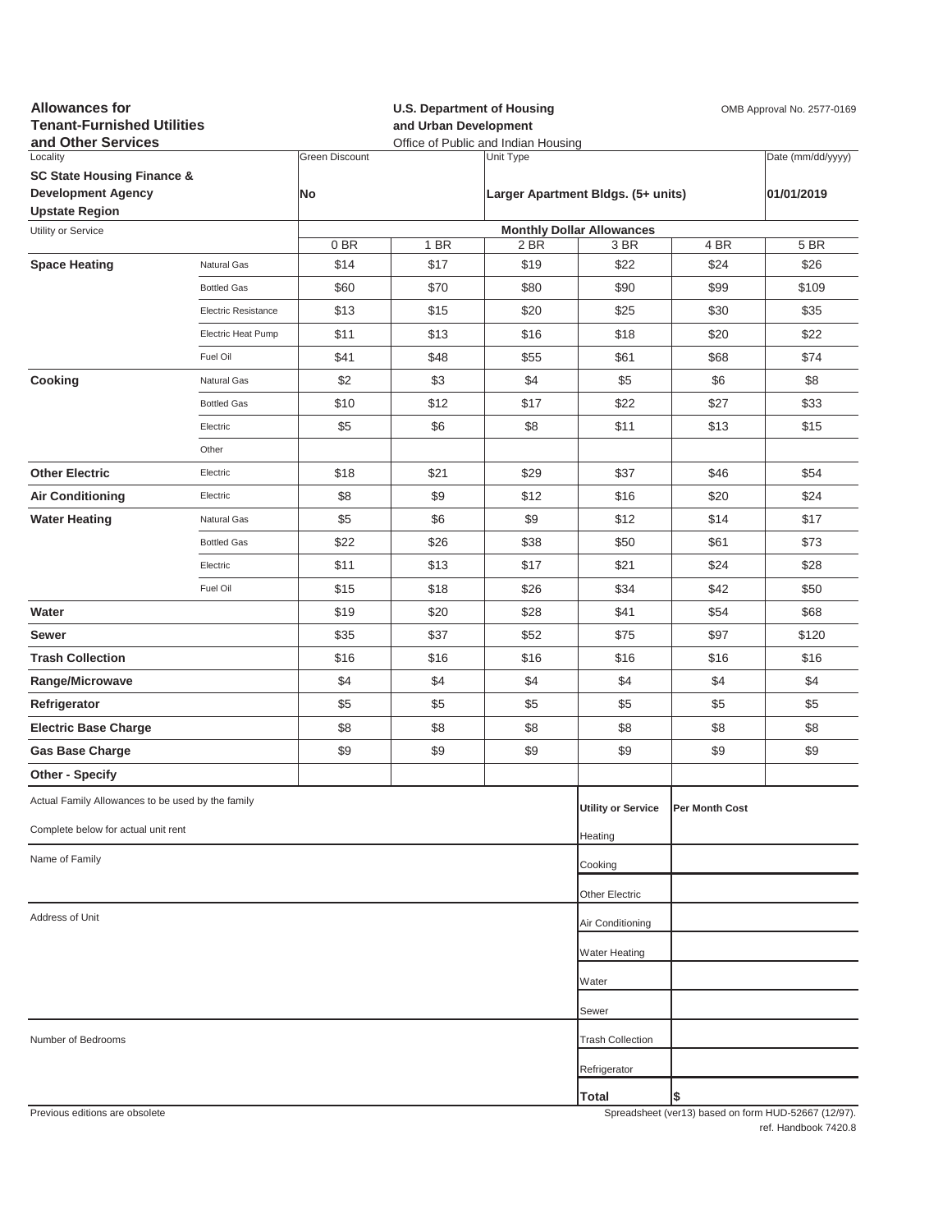**Allowances for Tenant-Furnished Utilities and Other Services**

**U.S. Department of Housing and Urban Development**
Office of Public and Indian Housing

OMB Approval No. 2577-0169

| Locality | Green Discount | Unit Type | Date (mm/dd/yyyy) |
|---|---|---|---|
| **SC State Housing Finance & Development Agency Upstate Region** | **No** | **Larger Apartment Bldgs. (5+ units)** | **01/01/2019** |

| Utility or Service | | Monthly Dollar Allowances | | | | | |
|---|---|---|---|---|---|---|---|
| | | 0 BR | 1 BR | 2 BR | 3 BR | 4 BR | 5 BR |
| **Space Heating** | Natural Gas | $14 | $17 | $19 | $22 | $24 | $26 |
| | Bottled Gas | $60 | $70 | $80 | $90 | $99 | $109 |
| | Electric Resistance | $13 | $15 | $20 | $25 | $30 | $35 |
| | Electric Heat Pump | $11 | $13 | $16 | $18 | $20 | $22 |
| | Fuel Oil | $41 | $48 | $55 | $61 | $68 | $74 |
| **Cooking** | Natural Gas | $2 | $3 | $4 | $5 | $6 | $8 |
| | Bottled Gas | $10 | $12 | $17 | $22 | $27 | $33 |
| | Electric | $5 | $6 | $8 | $11 | $13 | $15 |
| | Other | | | | | | |
| **Other Electric** | Electric | $18 | $21 | $29 | $37 | $46 | $54 |
| **Air Conditioning** | Electric | $8 | $9 | $12 | $16 | $20 | $24 |
| **Water Heating** | Natural Gas | $5 | $6 | $9 | $12 | $14 | $17 |
| | Bottled Gas | $22 | $26 | $38 | $50 | $61 | $73 |
| | Electric | $11 | $13 | $17 | $21 | $24 | $28 |
| | Fuel Oil | $15 | $18 | $26 | $34 | $42 | $50 |
| **Water** | | $19 | $20 | $28 | $41 | $54 | $68 |
| **Sewer** | | $35 | $37 | $52 | $75 | $97 | $120 |
| **Trash Collection** | | $16 | $16 | $16 | $16 | $16 | $16 |
| **Range/Microwave** | | $4 | $4 | $4 | $4 | $4 | $4 |
| **Refrigerator** | | $5 | $5 | $5 | $5 | $5 | $5 |
| **Electric Base Charge** | | $8 | $8 | $8 | $8 | $8 | $8 |
| **Gas Base Charge** | | $9 | $9 | $9 | $9 | $9 | $9 |
| **Other - Specify** | | | | | | | |

Actual Family Allowances to be used by the family

Complete below for actual unit rent

Name of Family

Address of Unit

Number of Bedrooms

| Utility or Service | Per Month Cost |
|---|---|
| Heating | |
| Cooking | |
| Other Electric | |
| Air Conditioning | |
| Water Heating | |
| Water | |
| Sewer | |
| Trash Collection | |
| Refrigerator | |
| **Total** | $ |

Previous editions are obsolete

Spreadsheet (ver13) based on form HUD-52667 (12/97).
ref. Handbook 7420.8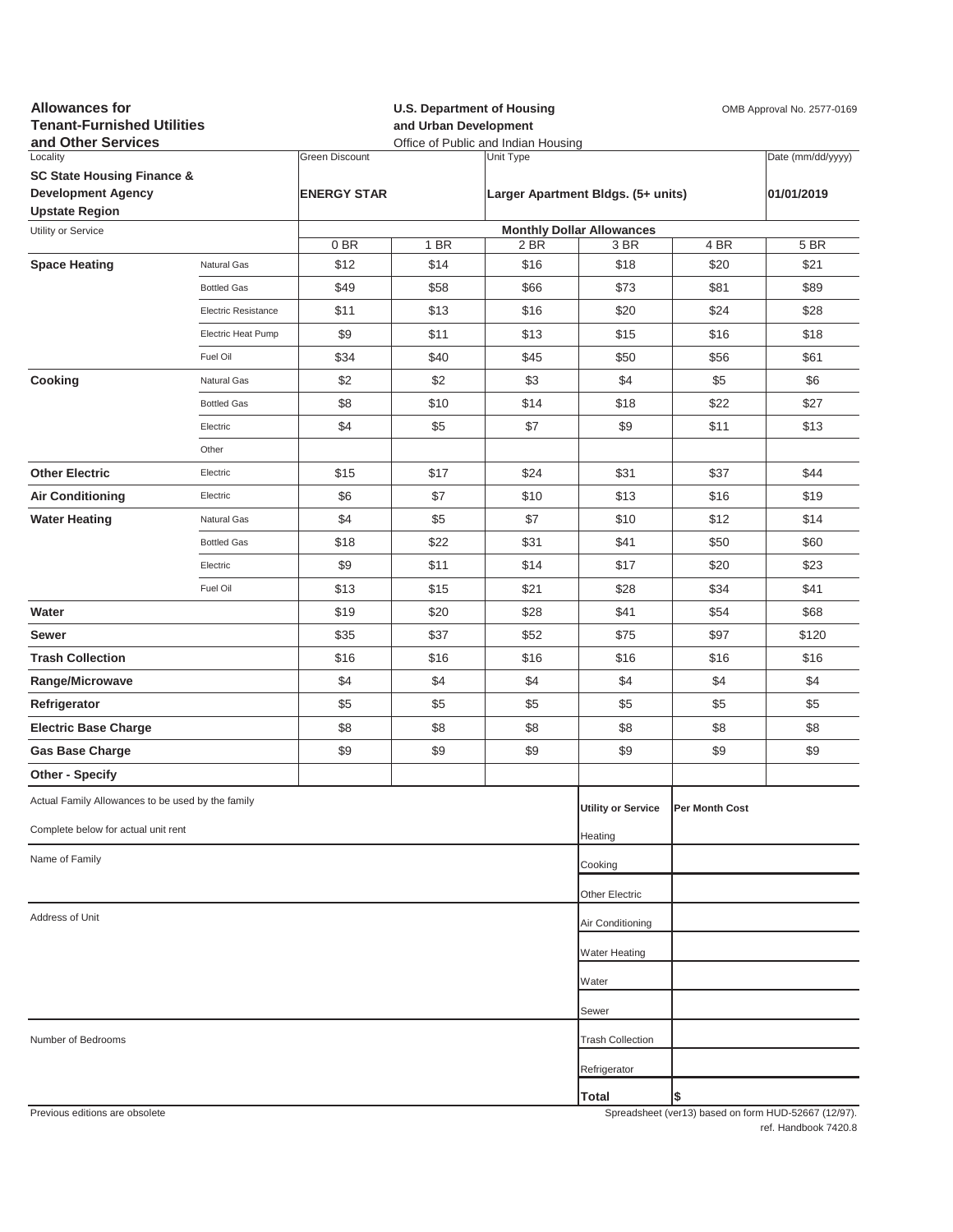**Allowances for Tenant-Furnished Utilities and Other Services**

**U.S. Department of Housing and Urban Development**
Office of Public and Indian Housing

OMB Approval No. 2577-0169

| Locality | Green Discount | Unit Type | Date (mm/dd/yyyy) |
|---|---|---|---|
| **SC State Housing Finance & Development Agency Upstate Region** | **ENERGY STAR** | **Larger Apartment Bldgs. (5+ units)** | **01/01/2019** |

| Utility or Service | | Monthly Dollar Allowances | | | | | |
|---|---|---|---|---|---|---|---|
| | | 0 BR | 1 BR | 2 BR | 3 BR | 4 BR | 5 BR |
| **Space Heating** | Natural Gas | $12 | $14 | $16 | $18 | $20 | $21 |
| | Bottled Gas | $49 | $58 | $66 | $73 | $81 | $89 |
| | Electric Resistance | $11 | $13 | $16 | $20 | $24 | $28 |
| | Electric Heat Pump | $9 | $11 | $13 | $15 | $16 | $18 |
| | Fuel Oil | $34 | $40 | $45 | $50 | $56 | $61 |
| **Cooking** | Natural Gas | $2 | $2 | $3 | $4 | $5 | $6 |
| | Bottled Gas | $8 | $10 | $14 | $18 | $22 | $27 |
| | Electric | $4 | $5 | $7 | $9 | $11 | $13 |
| | Other | | | | | | |
| **Other Electric** | Electric | $15 | $17 | $24 | $31 | $37 | $44 |
| **Air Conditioning** | Electric | $6 | $7 | $10 | $13 | $16 | $19 |
| **Water Heating** | Natural Gas | $4 | $5 | $7 | $10 | $12 | $14 |
| | Bottled Gas | $18 | $22 | $31 | $41 | $50 | $60 |
| | Electric | $9 | $11 | $14 | $17 | $20 | $23 |
| | Fuel Oil | $13 | $15 | $21 | $28 | $34 | $41 |
| **Water** | | $19 | $20 | $28 | $41 | $54 | $68 |
| **Sewer** | | $35 | $37 | $52 | $75 | $97 | $120 |
| **Trash Collection** | | $16 | $16 | $16 | $16 | $16 | $16 |
| **Range/Microwave** | | $4 | $4 | $4 | $4 | $4 | $4 |
| **Refrigerator** | | $5 | $5 | $5 | $5 | $5 | $5 |
| **Electric Base Charge** | | $8 | $8 | $8 | $8 | $8 | $8 |
| **Gas Base Charge** | | $9 | $9 | $9 | $9 | $9 | $9 |
| **Other - Specify** | | | | | | | |

Actual Family Allowances to be used by the family

Complete below for actual unit rent

Name of Family

Address of Unit

Number of Bedrooms

| Utility or Service | Per Month Cost |
|---|---|
| Heating | |
| Cooking | |
| Other Electric | |
| Air Conditioning | |
| Water Heating | |
| Water | |
| Sewer | |
| Trash Collection | |
| Refrigerator | |
| **Total** | $ |

Previous editions are obsolete

Spreadsheet (ver13) based on form HUD-52667 (12/97).
ref. Handbook 7420.8